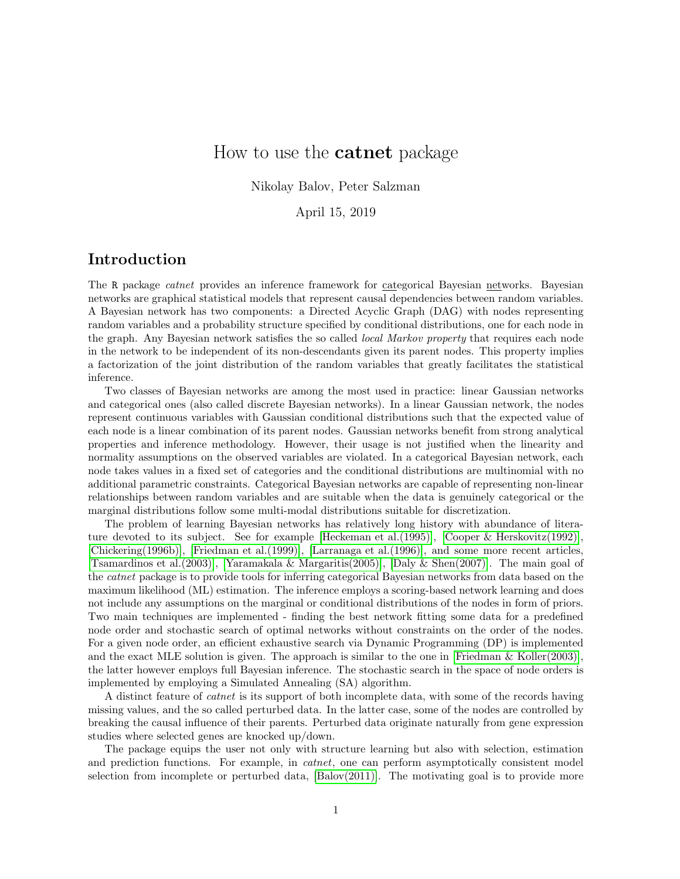# How to use the **catnet** package

Nikolay Balov, Peter Salzman

April 15, 2019

## Introduction

The R package *catnet* provides an inference framework for categorical Bayesian networks. Bayesian networks are graphical statistical models that represent causal dependencies between random variables. A Bayesian network has two components: a Directed Acyclic Graph (DAG) with nodes representing random variables and a probability structure specified by conditional distributions, one for each node in the graph. Any Bayesian network satisfies the so called *local Markov property* that requires each node in the network to be independent of its non-descendants given its parent nodes. This property implies a factorization of the joint distribution of the random variables that greatly facilitates the statistical inference.

Two classes of Bayesian networks are among the most used in practice: linear Gaussian networks and categorical ones (also called discrete Bayesian networks). In a linear Gaussian network, the nodes represent continuous variables with Gaussian conditional distributions such that the expected value of each node is a linear combination of its parent nodes. Gaussian networks benefit from strong analytical properties and inference methodology. However, their usage is not justified when the linearity and normality assumptions on the observed variables are violated. In a categorical Bayesian network, each node takes values in a fixed set of categories and the conditional distributions are multinomial with no additional parametric constraints. Categorical Bayesian networks are capable of representing non-linear relationships between random variables and are suitable when the data is genuinely categorical or the marginal distributions follow some multi-modal distributions suitable for discretization.

The problem of learning Bayesian networks has relatively long history with abundance of literature devoted to its subject. See for example [Heckeman et al.(1995)], [Cooper & Herskovitz(1992)], [Chickering(1996b)], [Friedman et al.(1999)], [Larranaga et al.(1996)], and some more recent articles, [Tsamardinos et al.(2003)], [Yaramakala & Margaritis(2005)], [Daly & Shen(2007)]. The main goal of the *catnet* package is to provide tools for inferring categorical Bayesian networks from data based on the maximum likelihood (ML) estimation. The inference employs a scoring-based network learning and does not include any assumptions on the marginal or conditional distributions of the nodes in form of priors. Two main techniques are implemented - finding the best network fitting some data for a predefined node order and stochastic search of optimal networks without constraints on the order of the nodes. For a given node order, an efficient exhaustive search via Dynamic Programming (DP) is implemented and the exact MLE solution is given. The approach is similar to the one in [Friedman & Koller(2003)], the latter however employs full Bayesian inference. The stochastic search in the space of node orders is implemented by employing a Simulated Annealing (SA) algorithm.

A distinct feature of *catnet* is its support of both incomplete data, with some of the records having missing values, and the so called perturbed data. In the latter case, some of the nodes are controlled by breaking the causal influence of their parents. Perturbed data originate naturally from gene expression studies where selected genes are knocked up/down.

The package equips the user not only with structure learning but also with selection, estimation and prediction functions. For example, in *catnet*, one can perform asymptotically consistent model selection from incomplete or perturbed data, [Balov(2011)]. The motivating goal is to provide more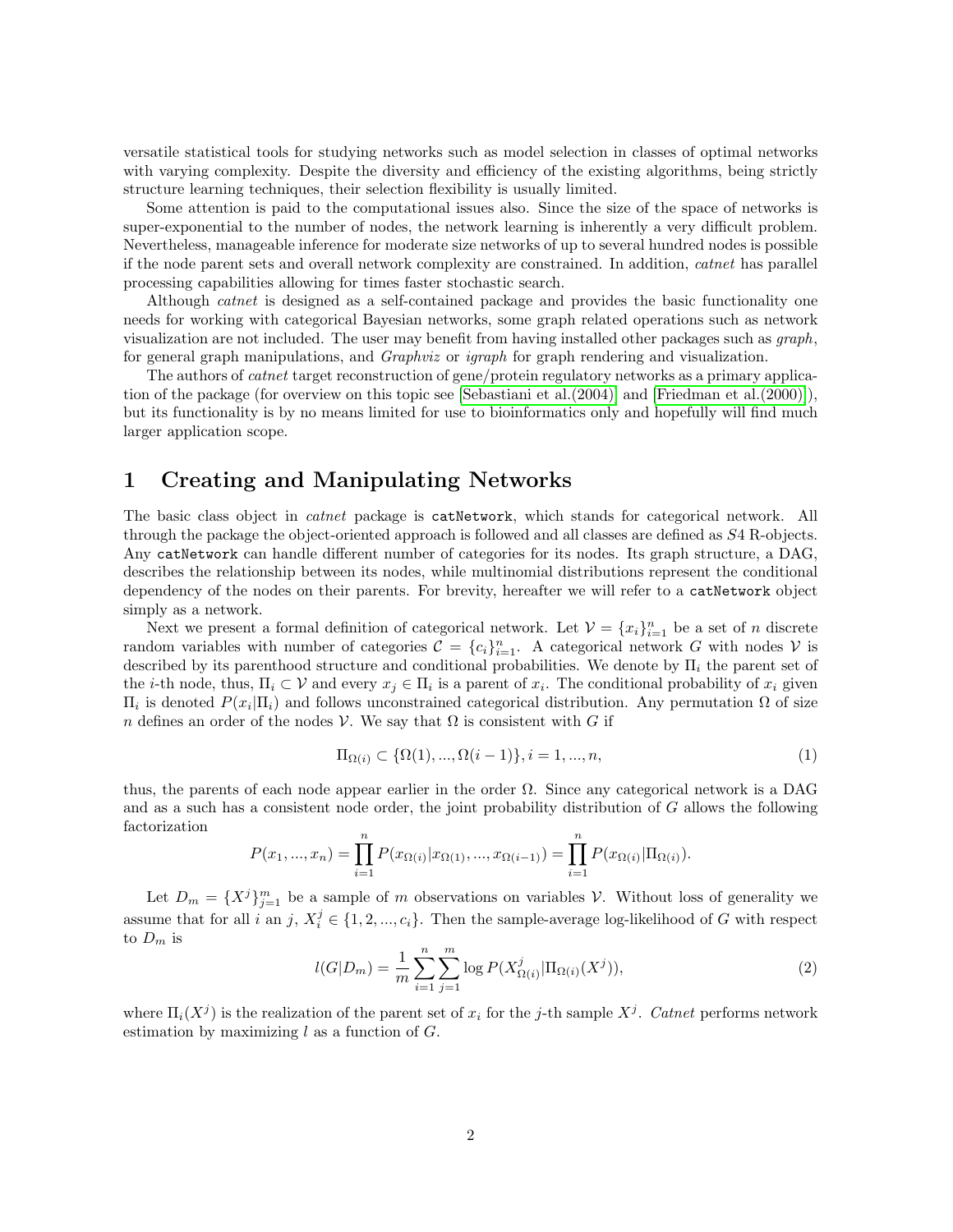versatile statistical tools for studying networks such as model selection in classes of optimal networks with varying complexity. Despite the diversity and efficiency of the existing algorithms, being strictly structure learning techniques, their selection flexibility is usually limited.

Some attention is paid to the computational issues also. Since the size of the space of networks is super-exponential to the number of nodes, the network learning is inherently a very difficult problem. Nevertheless, manageable inference for moderate size networks of up to several hundred nodes is possible if the node parent sets and overall network complexity are constrained. In addition, *catnet* has parallel processing capabilities allowing for times faster stochastic search.

Although *catnet* is designed as a self-contained package and provides the basic functionality one needs for working with categorical Bayesian networks, some graph related operations such as network visualization are not included. The user may benefit from having installed other packages such as *graph*, for general graph manipulations, and *Graphviz* or *igraph* for graph rendering and visualization.

The authors of *catnet* target reconstruction of gene/protein regulatory networks as a primary application of the package (for overview on this topic see [Sebastiani et al.(2004)] and [Friedman et al.(2000)]), but its functionality is by no means limited for use to bioinformatics only and hopefully will find much larger application scope.

# 1 Creating and Manipulating Networks

The basic class object in *catnet* package is `catNetwork`, which stands for categorical network. All through the package the object-oriented approach is followed and all classes are defined as *S*4 R-objects. Any `catNetwork` can handle different number of categories for its nodes. Its graph structure, a DAG, describes the relationship between its nodes, while multinomial distributions represent the conditional dependency of the nodes on their parents. For brevity, hereafter we will refer to a `catNetwork` object simply as a network.

Next we present a formal definition of categorical network. Let $\mathcal{V} = \{x_i\}_{i=1}^n$ be a set of $n$ discrete random variables with number of categories $\mathcal{C} = \{c_i\}_{i=1}^n$. A categorical network $G$ with nodes $\mathcal{V}$ is described by its parenthood structure and conditional probabilities. We denote by $\Pi_i$ the parent set of the $i$-th node, thus, $\Pi_i \subset \mathcal{V}$ and every $x_j \in \Pi_i$ is a parent of $x_i$. The conditional probability of $x_i$ given $\Pi_i$ is denoted $P(x_i|\Pi_i)$ and follows unconstrained categorical distribution. Any permutation $\Omega$ of size $n$ defines an order of the nodes $\mathcal{V}$. We say that $\Omega$ is consistent with $G$ if

$$\Pi_{\Omega(i)} \subset \{\Omega(1), ..., \Omega(i-1)\}, i = 1, ..., n, \tag{1}$$

thus, the parents of each node appear earlier in the order $\Omega$. Since any categorical network is a DAG and as a such has a consistent node order, the joint probability distribution of $G$ allows the following factorization

$$P(x_1, ..., x_n) = \prod_{i=1}^{n} P(x_{\Omega(i)}|x_{\Omega(1)}, ..., x_{\Omega(i-1)}) = \prod_{i=1}^{n} P(x_{\Omega(i)}|\Pi_{\Omega(i)}).$$

Let $D_m = \{X^j\}_{j=1}^m$ be a sample of $m$ observations on variables $\mathcal{V}$. Without loss of generality we assume that for all $i$ an $j$, $X_i^j \in \{1, 2, ..., c_i\}$. Then the sample-average log-likelihood of $G$ with respect to $D_m$ is

$$l(G|D_m) = \frac{1}{m} \sum_{i=1}^{n} \sum_{j=1}^{m} \log P(X_{\Omega(i)}^j | \Pi_{\Omega(i)}(X^j)), \tag{2}$$

where $\Pi_i(X^j)$ is the realization of the parent set of $x_i$ for the $j$-th sample $X^j$. *Catnet* performs network estimation by maximizing $l$ as a function of $G$.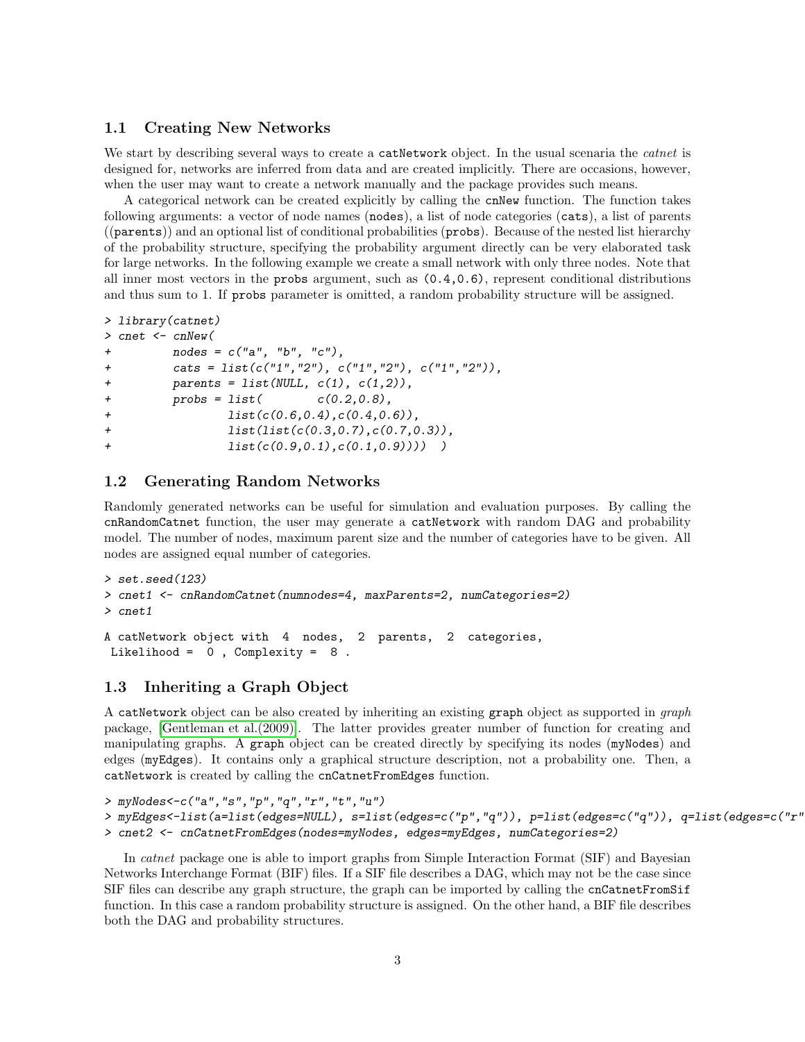## 1.1 Creating New Networks

We start by describing several ways to create a `catNetwork` object. In the usual scenaria the *catnet* is designed for, networks are inferred from data and are created implicitly. There are occasions, however, when the user may want to create a network manually and the package provides such means.

A categorical network can be created explicitly by calling the `cnNew` function. The function takes following arguments: a vector of node names (`nodes`), a list of node categories (`cats`), a list of parents ((`parents`)) and an optional list of conditional probabilities (`probs`). Because of the nested list hierarchy of the probability structure, specifying the probability argument directly can be very elaborated task for large networks. In the following example we create a small network with only three nodes. Note that all inner most vectors in the `probs` argument, such as `(0.4,0.6)`, represent conditional distributions and thus sum to 1. If `probs` parameter is omitted, a random probability structure will be assigned.

```
> library(catnet)
> cnet <- cnNew(
+         nodes = c("a", "b", "c"),
+         cats = list(c("1","2"), c("1","2"), c("1","2")),
+         parents = list(NULL, c(1), c(1,2)),
+         probs = list(         c(0.2,0.8),
+                 list(c(0.6,0.4),c(0.4,0.6)),
+                 list(list(c(0.3,0.7),c(0.7,0.3)),
+                 list(c(0.9,0.1),c(0.1,0.9))))  )
```

## 1.2 Generating Random Networks

Randomly generated networks can be useful for simulation and evaluation purposes. By calling the `cnRandomCatnet` function, the user may generate a `catNetwork` with random DAG and probability model. The number of nodes, maximum parent size and the number of categories have to be given. All nodes are assigned equal number of categories.

```
> set.seed(123)
> cnet1 <- cnRandomCatnet(numnodes=4, maxParents=2, numCategories=2)
> cnet1

A catNetwork object with  4  nodes,  2  parents,  2  categories,
 Likelihood =  0 , Complexity =  8 .
```

## 1.3 Inheriting a Graph Object

A `catNetwork` object can be also created by inheriting an existing `graph` object as supported in *graph* package, [Gentleman et al.(2009)]. The latter provides greater number of function for creating and manipulating graphs. A `graph` object can be created directly by specifying its nodes (`myNodes`) and edges (`myEdges`). It contains only a graphical structure description, not a probability one. Then, a `catNetwork` is created by calling the `cnCatnetFromEdges` function.

```
> myNodes<-c("a","s","p","q","r","t","u")
> myEdges<-list(a=list(edges=NULL), s=list(edges=c("p","q")), p=list(edges=c("q")), q=list(edges=c("r"
> cnet2 <- cnCatnetFromEdges(nodes=myNodes, edges=myEdges, numCategories=2)
```

In *catnet* package one is able to import graphs from Simple Interaction Format (SIF) and Bayesian Networks Interchange Format (BIF) files. If a SIF file describes a DAG, which may not be the case since SIF files can describe any graph structure, the graph can be imported by calling the `cnCatnetFromSif` function. In this case a random probability structure is assigned. On the other hand, a BIF file describes both the DAG and probability structures.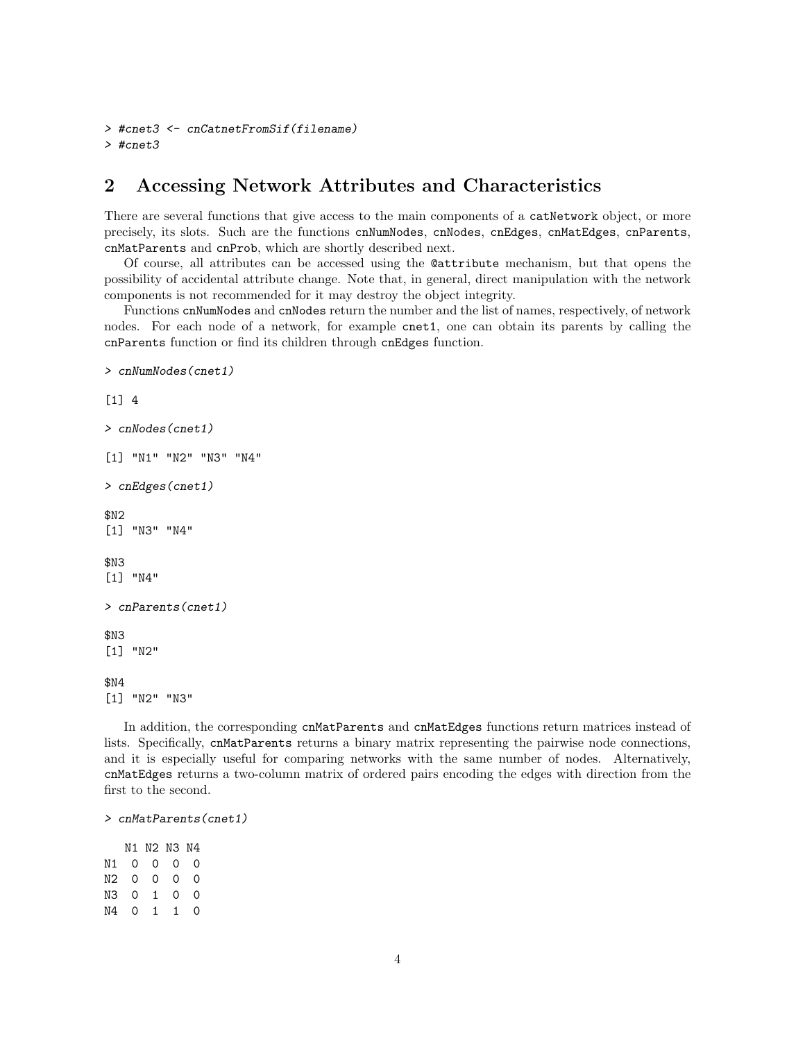```
> #cnet3 <- cnCatnetFromSif(filename)
> #cnet3
```

## 2 Accessing Network Attributes and Characteristics

There are several functions that give access to the main components of a `catNetwork` object, or more precisely, its slots. Such are the functions `cnNumNodes`, `cnNodes`, `cnEdges`, `cnMatEdges`, `cnParents`, `cnMatParents` and `cnProb`, which are shortly described next.

Of course, all attributes can be accessed using the `@attribute` mechanism, but that opens the possibility of accidental attribute change. Note that, in general, direct manipulation with the network components is not recommended for it may destroy the object integrity.

Functions `cnNumNodes` and `cnNodes` return the number and the list of names, respectively, of network nodes. For each node of a network, for example `cnet1`, one can obtain its parents by calling the `cnParents` function or find its children through `cnEdges` function.

```
> cnNumNodes(cnet1)

[1] 4

> cnNodes(cnet1)

[1] "N1" "N2" "N3" "N4"

> cnEdges(cnet1)

$N2
[1] "N3" "N4"

$N3
[1] "N4"

> cnParents(cnet1)

$N3
[1] "N2"

$N4
[1] "N2" "N3"
```

In addition, the corresponding `cnMatParents` and `cnMatEdges` functions return matrices instead of lists. Specifically, `cnMatParents` returns a binary matrix representing the pairwise node connections, and it is especially useful for comparing networks with the same number of nodes. Alternatively, `cnMatEdges` returns a two-column matrix of ordered pairs encoding the edges with direction from the first to the second.

```
> cnMatParents(cnet1)

   N1 N2 N3 N4
N1  0  0  0  0
N2  0  0  0  0
N3  0  1  0  0
N4  0  1  1  0
```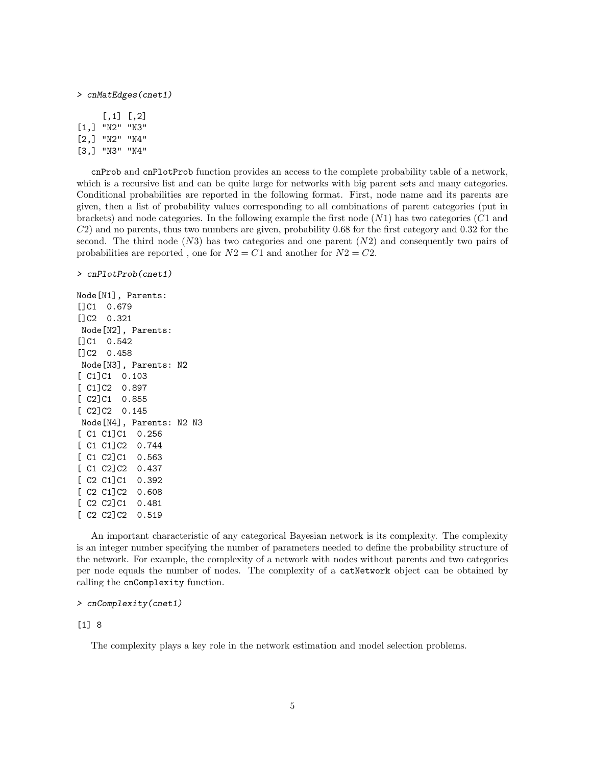```
> cnMatEdges(cnet1)
```

```
     [,1] [,2]
[1,] "N2" "N3"
[2,] "N2" "N4"
[3,] "N3" "N4"
```

`cnProb` and `cnPlotProb` function provides an access to the complete probability table of a network, which is a recursive list and can be quite large for networks with big parent sets and many categories. Conditional probabilities are reported in the following format. First, node name and its parents are given, then a list of probability values corresponding to all combinations of parent categories (put in brackets) and node categories. In the following example the first node ($N1$) has two categories ($C1$ and $C2$) and no parents, thus two numbers are given, probability 0.68 for the first category and 0.32 for the second. The third node ($N3$) has two categories and one parent ($N2$) and consequently two pairs of probabilities are reported , one for $N2 = C1$ and another for $N2 = C2$.

```
> cnPlotProb(cnet1)
```

```
Node[N1], Parents:
[]C1  0.679
[]C2  0.321
 Node[N2], Parents:
[]C1  0.542
[]C2  0.458
 Node[N3], Parents: N2
[ C1]C1  0.103
[ C1]C2  0.897
[ C2]C1  0.855
[ C2]C2  0.145
 Node[N4], Parents: N2 N3
[ C1 C1]C1  0.256
[ C1 C1]C2  0.744
[ C1 C2]C1  0.563
[ C1 C2]C2  0.437
[ C2 C1]C1  0.392
[ C2 C1]C2  0.608
[ C2 C2]C1  0.481
[ C2 C2]C2  0.519
```

An important characteristic of any categorical Bayesian network is its complexity. The complexity is an integer number specifying the number of parameters needed to define the probability structure of the network. For example, the complexity of a network with nodes without parents and two categories per node equals the number of nodes. The complexity of a `catNetwork` object can be obtained by calling the `cnComplexity` function.

```
> cnComplexity(cnet1)
```

```
[1] 8
```

The complexity plays a key role in the network estimation and model selection problems.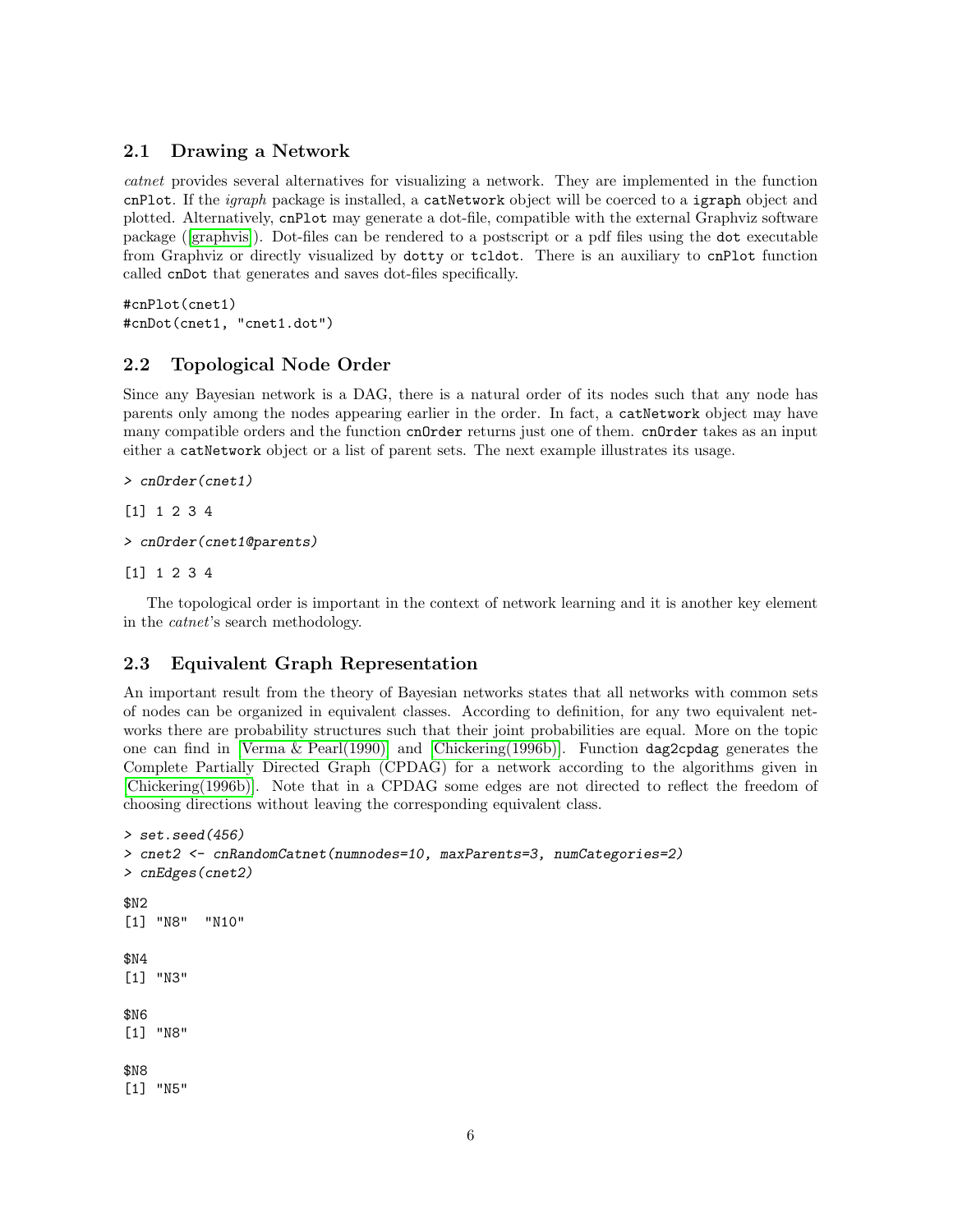### 2.1 Drawing a Network

*catnet* provides several alternatives for visualizing a network. They are implemented in the function `cnPlot`. If the *igraph* package is installed, a `catNetwork` object will be coerced to a `igraph` object and plotted. Alternatively, `cnPlot` may generate a dot-file, compatible with the external Graphviz software package ([graphvis]). Dot-files can be rendered to a postscript or a pdf files using the `dot` executable from Graphviz or directly visualized by `dotty` or `tcldot`. There is an auxiliary to `cnPlot` function called `cnDot` that generates and saves dot-files specifically.

```
#cnPlot(cnet1)
#cnDot(cnet1, "cnet1.dot")
```

### 2.2 Topological Node Order

Since any Bayesian network is a DAG, there is a natural order of its nodes such that any node has parents only among the nodes appearing earlier in the order. In fact, a `catNetwork` object may have many compatible orders and the function `cnOrder` returns just one of them. `cnOrder` takes as an input either a `catNetwork` object or a list of parent sets. The next example illustrates its usage.

```
> cnOrder(cnet1)

[1] 1 2 3 4

> cnOrder(cnet1@parents)

[1] 1 2 3 4
```

The topological order is important in the context of network learning and it is another key element in the *catnet*'s search methodology.

### 2.3 Equivalent Graph Representation

An important result from the theory of Bayesian networks states that all networks with common sets of nodes can be organized in equivalent classes. According to definition, for any two equivalent networks there are probability structures such that their joint probabilities are equal. More on the topic one can find in [Verma & Pearl(1990)] and [Chickering(1996b)]. Function `dag2cpdag` generates the Complete Partially Directed Graph (CPDAG) for a network according to the algorithms given in [Chickering(1996b)]. Note that in a CPDAG some edges are not directed to reflect the freedom of choosing directions without leaving the corresponding equivalent class.

```
> set.seed(456)
> cnet2 <- cnRandomCatnet(numnodes=10, maxParents=3, numCategories=2)
> cnEdges(cnet2)

$N2
[1] "N8"  "N10"

$N4
[1] "N3"

$N6
[1] "N8"

$N8
[1] "N5"
```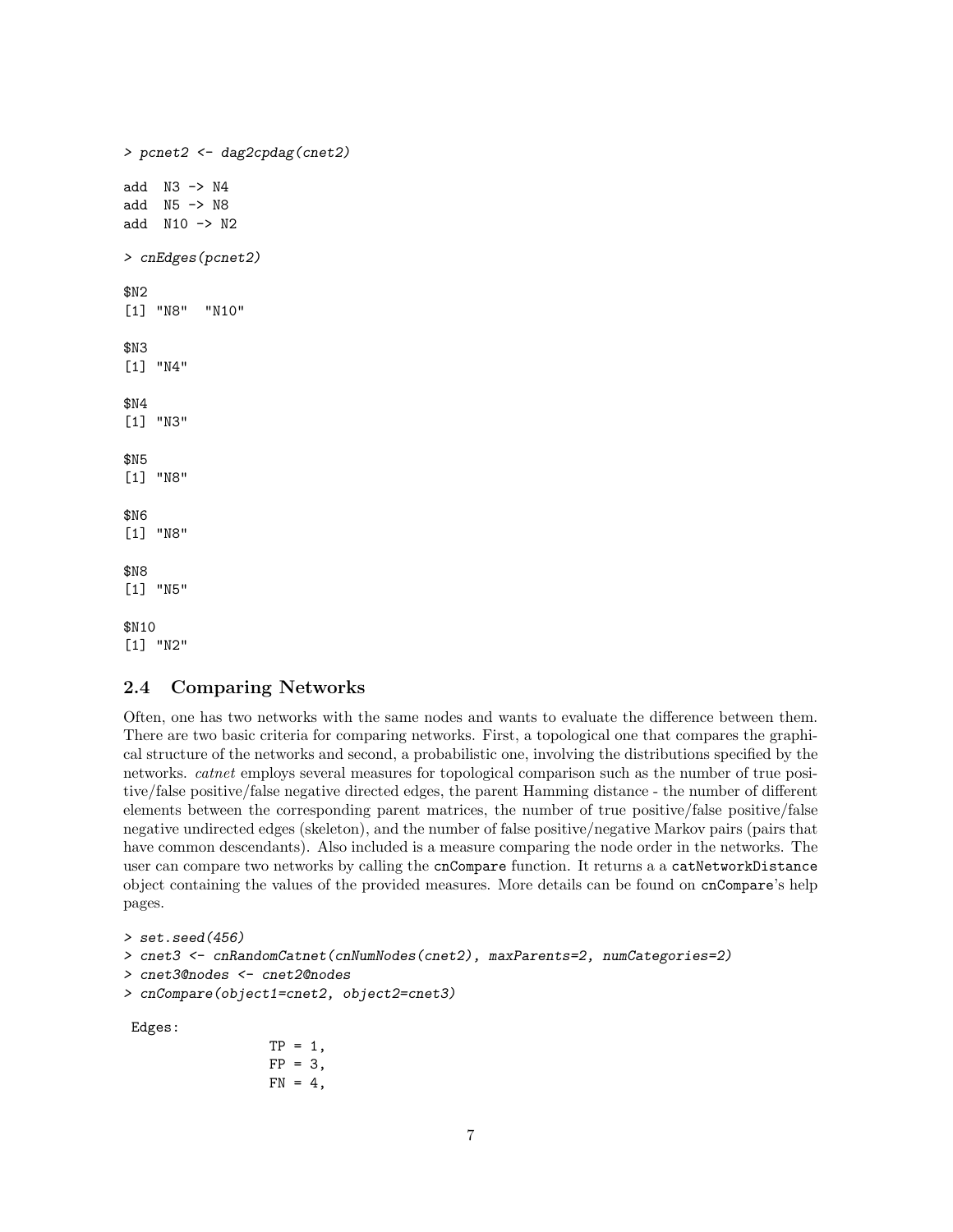```
> pcnet2 <- dag2cpdag(cnet2)

add  N3 -> N4
add  N5 -> N8
add  N10 -> N2

> cnEdges(pcnet2)

$N2
[1] "N8"  "N10"

$N3
[1] "N4"

$N4
[1] "N3"

$N5
[1] "N8"

$N6
[1] "N8"

$N8
[1] "N5"

$N10
[1] "N2"
```

### 2.4 Comparing Networks

Often, one has two networks with the same nodes and wants to evaluate the difference between them. There are two basic criteria for comparing networks. First, a topological one that compares the graphical structure of the networks and second, a probabilistic one, involving the distributions specified by the networks. *catnet* employs several measures for topological comparison such as the number of true positive/false positive/false negative directed edges, the parent Hamming distance - the number of different elements between the corresponding parent matrices, the number of true positive/false positive/false negative undirected edges (skeleton), and the number of false positive/negative Markov pairs (pairs that have common descendants). Also included is a measure comparing the node order in the networks. The user can compare two networks by calling the `cnCompare` function. It returns a a `catNetworkDistance` object containing the values of the provided measures. More details can be found on `cnCompare`'s help pages.

```
> set.seed(456)
> cnet3 <- cnRandomCatnet(cnNumNodes(cnet2), maxParents=2, numCategories=2)
> cnet3@nodes <- cnet2@nodes
> cnCompare(object1=cnet2, object2=cnet3)

 Edges:
                 TP = 1,
                 FP = 3,
                 FN = 4,
```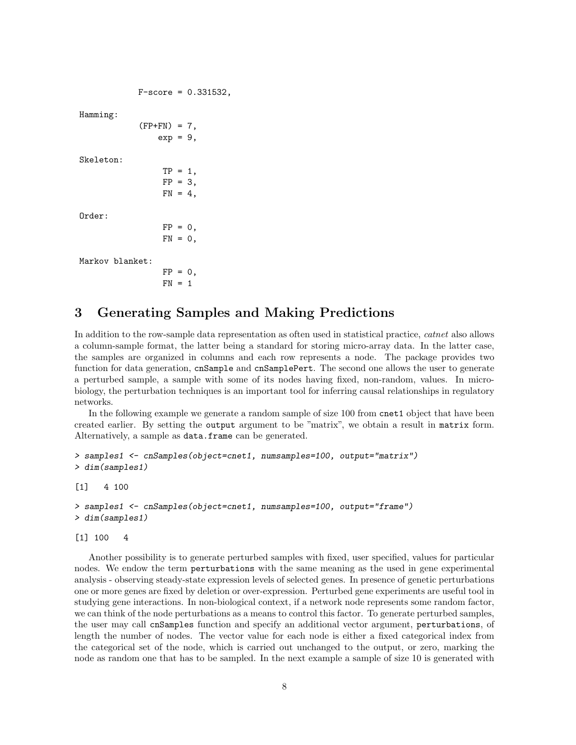```
            F-score = 0.331532,

Hamming:
            (FP+FN) = 7,
                exp = 9,

Skeleton:
                 TP = 1,
                 FP = 3,
                 FN = 4,

Order:
                 FP = 0,
                 FN = 0,

Markov blanket:
                 FP = 0,
                 FN = 1
```

# 3 Generating Samples and Making Predictions

In addition to the row-sample data representation as often used in statistical practice, *catnet* also allows a column-sample format, the latter being a standard for storing micro-array data. In the latter case, the samples are organized in columns and each row represents a node. The package provides two function for data generation, `cnSample` and `cnSamplePert`. The second one allows the user to generate a perturbed sample, a sample with some of its nodes having fixed, non-random, values. In microbiology, the perturbation techniques is an important tool for inferring causal relationships in regulatory networks.

In the following example we generate a random sample of size 100 from `cnet1` object that have been created earlier. By setting the `output` argument to be "matrix", we obtain a result in `matrix` form. Alternatively, a sample as `data.frame` can be generated.

```
> samples1 <- cnSamples(object=cnet1, numsamples=100, output="matrix")
> dim(samples1)

[1]   4 100

> samples1 <- cnSamples(object=cnet1, numsamples=100, output="frame")
> dim(samples1)

[1] 100   4
```

Another possibility is to generate perturbed samples with fixed, user specified, values for particular nodes. We endow the term `perturbations` with the same meaning as the used in gene experimental analysis - observing steady-state expression levels of selected genes. In presence of genetic perturbations one or more genes are fixed by deletion or over-expression. Perturbed gene experiments are useful tool in studying gene interactions. In non-biological context, if a network node represents some random factor, we can think of the node perturbations as a means to control this factor. To generate perturbed samples, the user may call `cnSamples` function and specify an additional vector argument, `perturbations`, of length the number of nodes. The vector value for each node is either a fixed categorical index from the categorical set of the node, which is carried out unchanged to the output, or zero, marking the node as random one that has to be sampled. In the next example a sample of size 10 is generated with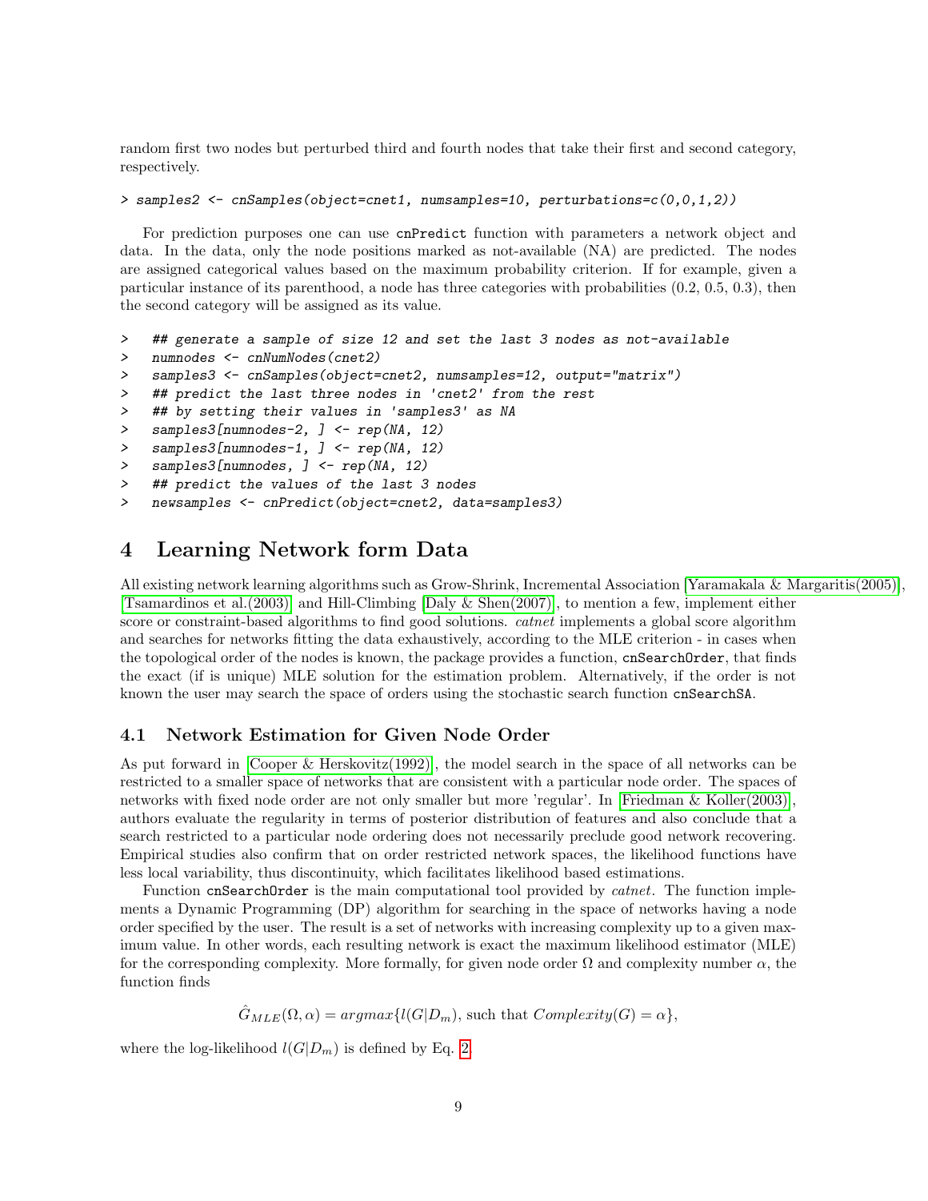random first two nodes but perturbed third and fourth nodes that take their first and second category, respectively.

```
> samples2 <- cnSamples(object=cnet1, numsamples=10, perturbations=c(0,0,1,2))
```

For prediction purposes one can use `cnPredict` function with parameters a network object and data. In the data, only the node positions marked as not-available (NA) are predicted. The nodes are assigned categorical values based on the maximum probability criterion. If for example, given a particular instance of its parenthood, a node has three categories with probabilities (0.2, 0.5, 0.3), then the second category will be assigned as its value.

```
>   ## generate a sample of size 12 and set the last 3 nodes as not-available
>   numnodes <- cnNumNodes(cnet2)
>   samples3 <- cnSamples(object=cnet2, numsamples=12, output="matrix")
>   ## predict the last three nodes in 'cnet2' from the rest
>   ## by setting their values in 'samples3' as NA
>   samples3[numnodes-2, ] <- rep(NA, 12)
>   samples3[numnodes-1, ] <- rep(NA, 12)
>   samples3[numnodes, ] <- rep(NA, 12)
>   ## predict the values of the last 3 nodes
>   newsamples <- cnPredict(object=cnet2, data=samples3)
```

# 4 Learning Network form Data

All existing network learning algorithms such as Grow-Shrink, Incremental Association [Yaramakala & Margaritis(2005)], [Tsamardinos et al.(2003)] and Hill-Climbing [Daly & Shen(2007)], to mention a few, implement either score or constraint-based algorithms to find good solutions. *catnet* implements a global score algorithm and searches for networks fitting the data exhaustively, according to the MLE criterion - in cases when the topological order of the nodes is known, the package provides a function, `cnSearchOrder`, that finds the exact (if is unique) MLE solution for the estimation problem. Alternatively, if the order is not known the user may search the space of orders using the stochastic search function `cnSearchSA`.

## 4.1 Network Estimation for Given Node Order

As put forward in [Cooper & Herskovitz(1992)], the model search in the space of all networks can be restricted to a smaller space of networks that are consistent with a particular node order. The spaces of networks with fixed node order are not only smaller but more 'regular'. In [Friedman & Koller(2003)], authors evaluate the regularity in terms of posterior distribution of features and also conclude that a search restricted to a particular node ordering does not necessarily preclude good network recovering. Empirical studies also confirm that on order restricted network spaces, the likelihood functions have less local variability, thus discontinuity, which facilitates likelihood based estimations.

Function `cnSearchOrder` is the main computational tool provided by *catnet*. The function implements a Dynamic Programming (DP) algorithm for searching in the space of networks having a node order specified by the user. The result is a set of networks with increasing complexity up to a given maximum value. In other words, each resulting network is exact the maximum likelihood estimator (MLE) for the corresponding complexity. More formally, for given node order $\Omega$ and complexity number $\alpha$, the function finds

$$\hat{G}_{MLE}(\Omega, \alpha) = argmax\{l(G|D_m), \text{ such that } Complexity(G) = \alpha\},$$

where the log-likelihood $l(G|D_m)$ is defined by Eq. 2.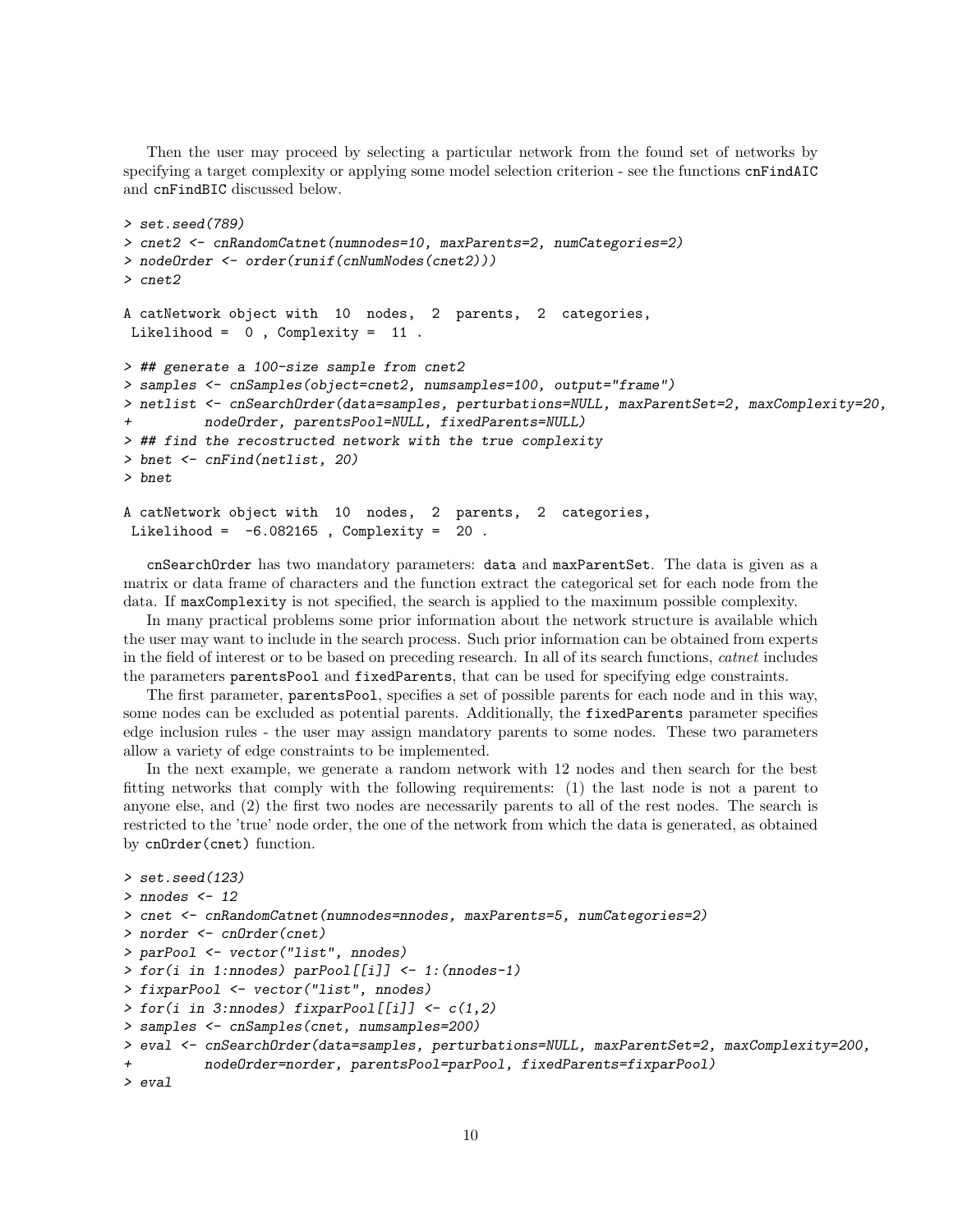Then the user may proceed by selecting a particular network from the found set of networks by specifying a target complexity or applying some model selection criterion - see the functions `cnFindAIC` and `cnFindBIC` discussed below.

```
> set.seed(789)
> cnet2 <- cnRandomCatnet(numnodes=10, maxParents=2, numCategories=2)
> nodeOrder <- order(runif(cnNumNodes(cnet2)))
> cnet2

A catNetwork object with  10  nodes,  2  parents,  2  categories,
 Likelihood =  0 , Complexity =  11 .

> ## generate a 100-size sample from cnet2
> samples <- cnSamples(object=cnet2, numsamples=100, output="frame")
> netlist <- cnSearchOrder(data=samples, perturbations=NULL, maxParentSet=2, maxComplexity=20,
+          nodeOrder, parentsPool=NULL, fixedParents=NULL)
> ## find the recostructed network with the true complexity
> bnet <- cnFind(netlist, 20)
> bnet

A catNetwork object with  10  nodes,  2  parents,  2  categories,
 Likelihood =  -6.082165 , Complexity =  20 .
```

`cnSearchOrder` has two mandatory parameters: `data` and `maxParentSet`. The data is given as a matrix or data frame of characters and the function extract the categorical set for each node from the data. If `maxComplexity` is not specified, the search is applied to the maximum possible complexity.

In many practical problems some prior information about the network structure is available which the user may want to include in the search process. Such prior information can be obtained from experts in the field of interest or to be based on preceding research. In all of its search functions, *catnet* includes the parameters `parentsPool` and `fixedParents`, that can be used for specifying edge constraints.

The first parameter, `parentsPool`, specifies a set of possible parents for each node and in this way, some nodes can be excluded as potential parents. Additionally, the `fixedParents` parameter specifies edge inclusion rules - the user may assign mandatory parents to some nodes. These two parameters allow a variety of edge constraints to be implemented.

In the next example, we generate a random network with 12 nodes and then search for the best fitting networks that comply with the following requirements: (1) the last node is not a parent to anyone else, and (2) the first two nodes are necessarily parents to all of the rest nodes. The search is restricted to the 'true' node order, the one of the network from which the data is generated, as obtained by `cnOrder(cnet)` function.

```
> set.seed(123)
> nnodes <- 12
> cnet <- cnRandomCatnet(numnodes=nnodes, maxParents=5, numCategories=2)
> norder <- cnOrder(cnet)
> parPool <- vector("list", nnodes)
> for(i in 1:nnodes) parPool[[i]] <- 1:(nnodes-1)
> fixparPool <- vector("list", nnodes)
> for(i in 3:nnodes) fixparPool[[i]] <- c(1,2)
> samples <- cnSamples(cnet, numsamples=200)
> eval <- cnSearchOrder(data=samples, perturbations=NULL, maxParentSet=2, maxComplexity=200,
+          nodeOrder=norder, parentsPool=parPool, fixedParents=fixparPool)
> eval
```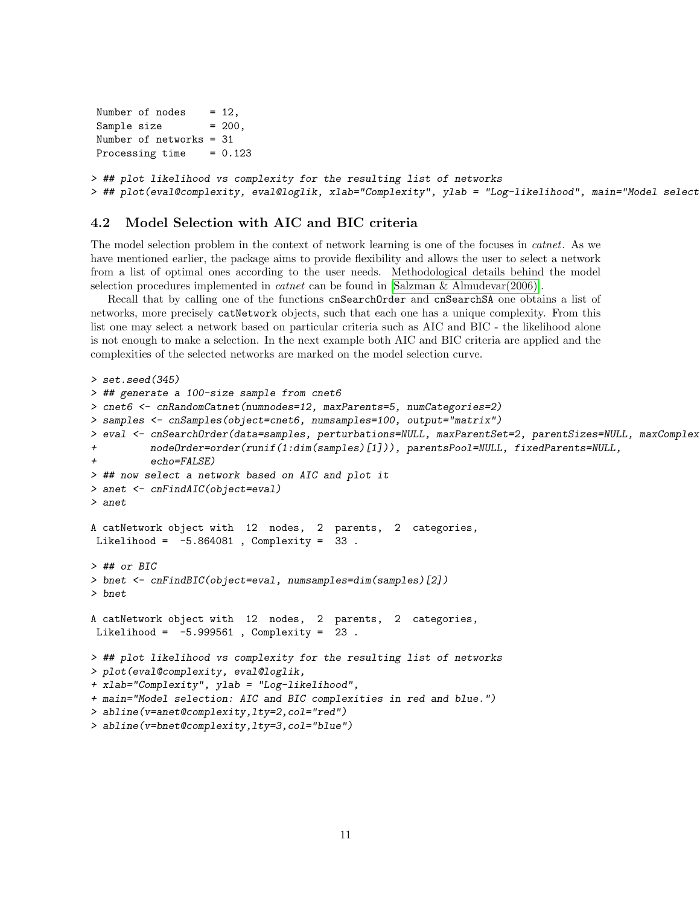```
 Number of nodes    = 12,
 Sample size        = 200,
 Number of networks = 31
 Processing time    = 0.123

> ## plot likelihood vs complexity for the resulting list of networks
> ## plot(eval@complexity, eval@loglik, xlab="Complexity", ylab = "Log-likelihood", main="Model select
```

### 4.2 Model Selection with AIC and BIC criteria

The model selection problem in the context of network learning is one of the focuses in *catnet*. As we have mentioned earlier, the package aims to provide flexibility and allows the user to select a network from a list of optimal ones according to the user needs. Methodological details behind the model selection procedures implemented in *catnet* can be found in [Salzman & Almudevar(2006)].

Recall that by calling one of the functions `cnSearchOrder` and `cnSearchSA` one obtains a list of networks, more precisely `catNetwork` objects, such that each one has a unique complexity. From this list one may select a network based on particular criteria such as AIC and BIC - the likelihood alone is not enough to make a selection. In the next example both AIC and BIC criteria are applied and the complexities of the selected networks are marked on the model selection curve.

```
> set.seed(345)
> ## generate a 100-size sample from cnet6
> cnet6 <- cnRandomCatnet(numnodes=12, maxParents=5, numCategories=2)
> samples <- cnSamples(object=cnet6, numsamples=100, output="matrix")
> eval <- cnSearchOrder(data=samples, perturbations=NULL, maxParentSet=2, parentSizes=NULL, maxComplex
+          nodeOrder=order(runif(1:dim(samples)[1])), parentsPool=NULL, fixedParents=NULL,
+          echo=FALSE)
> ## now select a network based on AIC and plot it
> anet <- cnFindAIC(object=eval)
> anet

A catNetwork object with  12  nodes,  2  parents,  2  categories,
 Likelihood =  -5.864081 , Complexity =  33 .

> ## or BIC
> bnet <- cnFindBIC(object=eval, numsamples=dim(samples)[2])
> bnet

A catNetwork object with  12  nodes,  2  parents,  2  categories,
 Likelihood =  -5.999561 , Complexity =  23 .

> ## plot likelihood vs complexity for the resulting list of networks
> plot(eval@complexity, eval@loglik,
+ xlab="Complexity", ylab = "Log-likelihood",
+ main="Model selection: AIC and BIC complexities in red and blue.")
> abline(v=anet@complexity,lty=2,col="red")
> abline(v=bnet@complexity,lty=3,col="blue")
```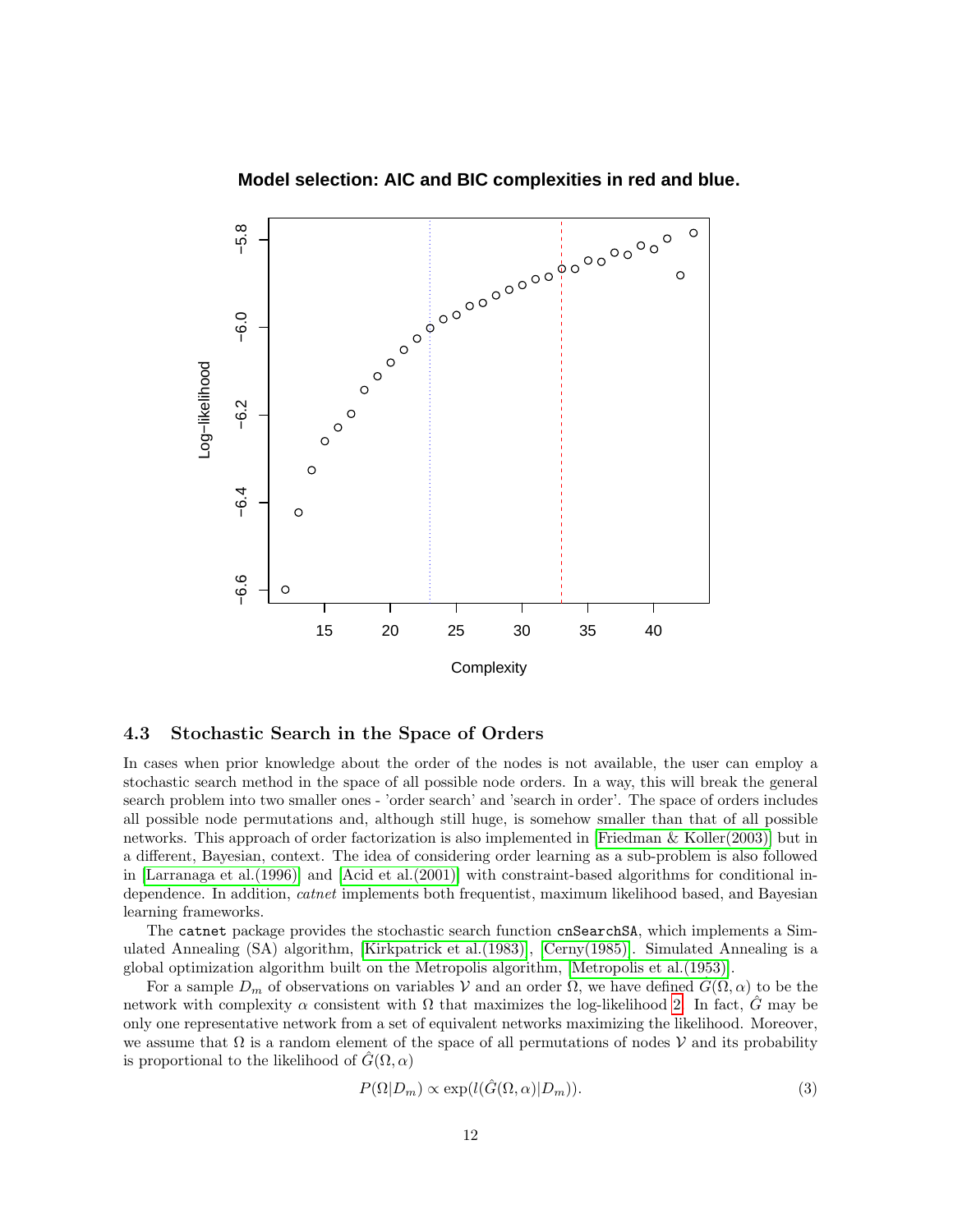### 4.3 Stochastic Search in the Space of Orders

In cases when prior knowledge about the order of the nodes is not available, the user can employ a stochastic search method in the space of all possible node orders. In a way, this will break the general search problem into two smaller ones - 'order search' and 'search in order'. The space of orders includes all possible node permutations and, although still huge, is somehow smaller than that of all possible networks. This approach of order factorization is also implemented in [Friedman & Koller(2003)] but in a different, Bayesian, context. The idea of considering order learning as a sub-problem is also followed in [Larranaga et al.(1996)] and [Acid et al.(2001)] with constraint-based algorithms for conditional independence. In addition, *catnet* implements both frequentist, maximum likelihood based, and Bayesian learning frameworks.

The `catnet` package provides the stochastic search function `cnSearchSA`, which implements a Simulated Annealing (SA) algorithm, [Kirkpatrick et al.(1983)], [Cerny(1985)]. Simulated Annealing is a global optimization algorithm built on the Metropolis algorithm, [Metropolis et al.(1953)].

For a sample $D_m$ of observations on variables $\mathcal{V}$ and an order $\Omega$, we have defined $G(\Omega, \alpha)$ to be the network with complexity $\alpha$ consistent with $\Omega$ that maximizes the log-likelihood 2. In fact, $\hat{G}$ may be only one representative network from a set of equivalent networks maximizing the likelihood. Moreover, we assume that $\Omega$ is a random element of the space of all permutations of nodes $\mathcal{V}$ and its probability is proportional to the likelihood of $\hat{G}(\Omega, \alpha)$

$$P(\Omega|D_m) \propto \exp(l(\hat{G}(\Omega, \alpha)|D_m)). \tag{3}$$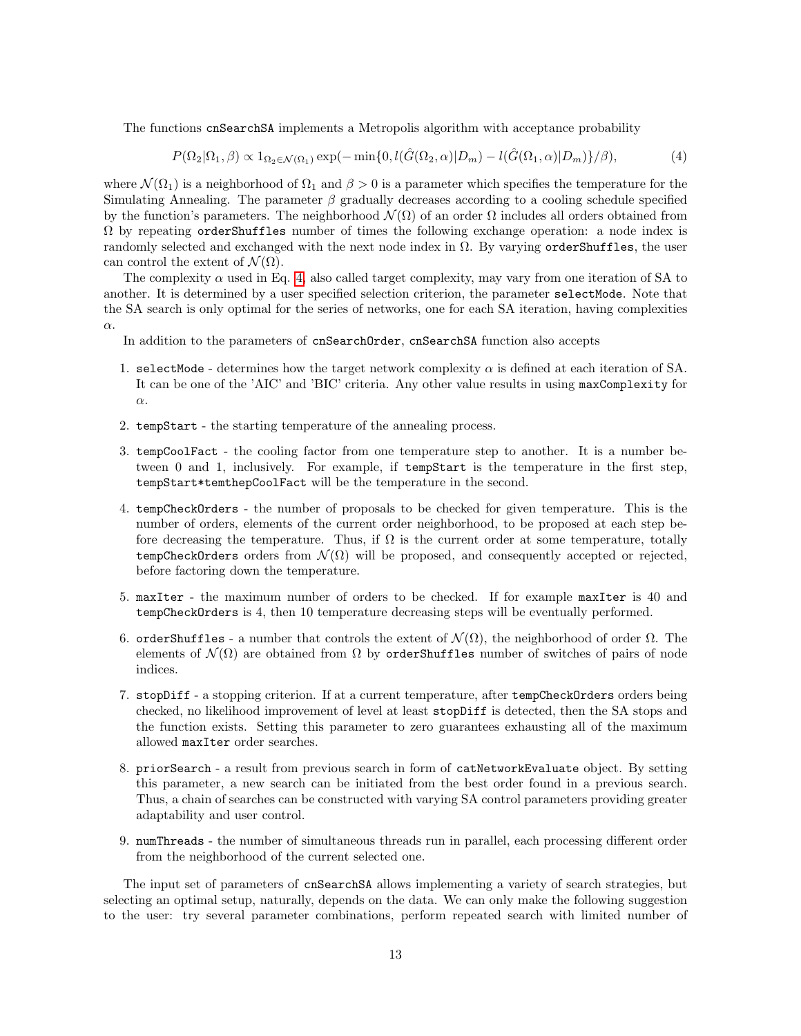The functions `cnSearchSA` implements a Metropolis algorithm with acceptance probability

$$P(\Omega_2|\Omega_1, \beta) \propto 1_{\Omega_2 \in \mathcal{N}(\Omega_1)} \exp(-\min\{0, l(\hat{G}(\Omega_2, \alpha)|D_m) - l(\hat{G}(\Omega_1, \alpha)|D_m)\}/\beta), \tag{4}$$

where $\mathcal{N}(\Omega_1)$ is a neighborhood of $\Omega_1$ and $\beta > 0$ is a parameter which specifies the temperature for the Simulating Annealing. The parameter $\beta$ gradually decreases according to a cooling schedule specified by the function's parameters. The neighborhood $\mathcal{N}(\Omega)$ of an order $\Omega$ includes all orders obtained from $\Omega$ by repeating `orderShuffles` number of times the following exchange operation: a node index is randomly selected and exchanged with the next node index in $\Omega$. By varying `orderShuffles`, the user can control the extent of $\mathcal{N}(\Omega)$.

The complexity $\alpha$ used in Eq. 4, also called target complexity, may vary from one iteration of SA to another. It is determined by a user specified selection criterion, the parameter `selectMode`. Note that the SA search is only optimal for the series of networks, one for each SA iteration, having complexities $\alpha$.

In addition to the parameters of `cnSearchOrder`, `cnSearchSA` function also accepts

1. `selectMode` - determines how the target network complexity $\alpha$ is defined at each iteration of SA. It can be one of the 'AIC' and 'BIC' criteria. Any other value results in using `maxComplexity` for $\alpha$.
2. `tempStart` - the starting temperature of the annealing process.
3. `tempCoolFact` - the cooling factor from one temperature step to another. It is a number between 0 and 1, inclusively. For example, if `tempStart` is the temperature in the first step, `tempStart*temthepCoolFact` will be the temperature in the second.
4. `tempCheckOrders` - the number of proposals to be checked for given temperature. This is the number of orders, elements of the current order neighborhood, to be proposed at each step before decreasing the temperature. Thus, if $\Omega$ is the current order at some temperature, totally `tempCheckOrders` orders from $\mathcal{N}(\Omega)$ will be proposed, and consequently accepted or rejected, before factoring down the temperature.
5. `maxIter` - the maximum number of orders to be checked. If for example `maxIter` is 40 and `tempCheckOrders` is 4, then 10 temperature decreasing steps will be eventually performed.
6. `orderShuffles` - a number that controls the extent of $\mathcal{N}(\Omega)$, the neighborhood of order $\Omega$. The elements of $\mathcal{N}(\Omega)$ are obtained from $\Omega$ by `orderShuffles` number of switches of pairs of node indices.
7. `stopDiff` - a stopping criterion. If at a current temperature, after `tempCheckOrders` orders being checked, no likelihood improvement of level at least `stopDiff` is detected, then the SA stops and the function exists. Setting this parameter to zero guarantees exhausting all of the maximum allowed `maxIter` order searches.
8. `priorSearch` - a result from previous search in form of `catNetworkEvaluate` object. By setting this parameter, a new search can be initiated from the best order found in a previous search. Thus, a chain of searches can be constructed with varying SA control parameters providing greater adaptability and user control.
9. `numThreads` - the number of simultaneous threads run in parallel, each processing different order from the neighborhood of the current selected one.

The input set of parameters of `cnSearchSA` allows implementing a variety of search strategies, but selecting an optimal setup, naturally, depends on the data. We can only make the following suggestion to the user: try several parameter combinations, perform repeated search with limited number of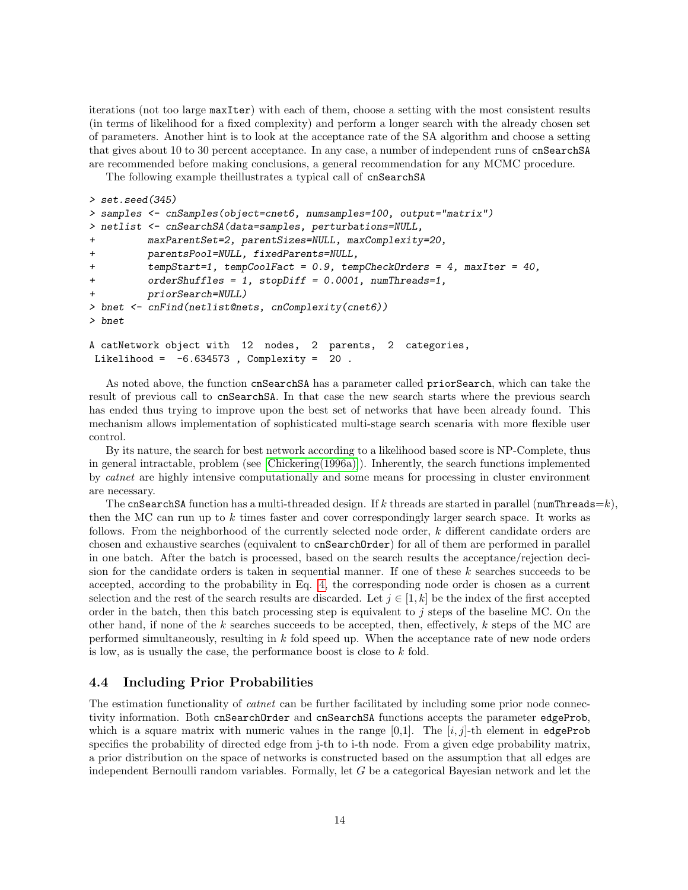iterations (not too large maxIter) with each of them, choose a setting with the most consistent results (in terms of likelihood for a fixed complexity) and perform a longer search with the already chosen set of parameters. Another hint is to look at the acceptance rate of the SA algorithm and choose a setting that gives about 10 to 30 percent acceptance. In any case, a number of independent runs of cnSearchSA are recommended before making conclusions, a general recommendation for any MCMC procedure.

The following example theillustrates a typical call of cnSearchSA

```
> set.seed(345)
> samples <- cnSamples(object=cnet6, numsamples=100, output="matrix")
> netlist <- cnSearchSA(data=samples, perturbations=NULL,
+          maxParentSet=2, parentSizes=NULL, maxComplexity=20,
+          parentsPool=NULL, fixedParents=NULL,
+          tempStart=1, tempCoolFact = 0.9, tempCheckOrders = 4, maxIter = 40,
+          orderShuffles = 1, stopDiff = 0.0001, numThreads=1,
+          priorSearch=NULL)
> bnet <- cnFind(netlist@nets, cnComplexity(cnet6))
> bnet

A catNetwork object with  12  nodes,  2  parents,  2  categories,
 Likelihood =  -6.634573 , Complexity =  20 .
```

As noted above, the function cnSearchSA has a parameter called priorSearch, which can take the result of previous call to cnSearchSA. In that case the new search starts where the previous search has ended thus trying to improve upon the best set of networks that have been already found. This mechanism allows implementation of sophisticated multi-stage search scenaria with more flexible user control.

By its nature, the search for best network according to a likelihood based score is NP-Complete, thus in general intractable, problem (see [Chickering(1996a)]). Inherently, the search functions implemented by *catnet* are highly intensive computationally and some means for processing in cluster environment are necessary.

The cnSearchSA function has a multi-threaded design. If $k$ threads are started in parallel (numThreads=$k$), then the MC can run up to $k$ times faster and cover correspondingly larger search space. It works as follows. From the neighborhood of the currently selected node order, $k$ different candidate orders are chosen and exhaustive searches (equivalent to cnSearchOrder) for all of them are performed in parallel in one batch. After the batch is processed, based on the search results the acceptance/rejection decision for the candidate orders is taken in sequential manner. If one of these $k$ searches succeeds to be accepted, according to the probability in Eq. 4, the corresponding node order is chosen as a current selection and the rest of the search results are discarded. Let $j \in [1, k]$ be the index of the first accepted order in the batch, then this batch processing step is equivalent to $j$ steps of the baseline MC. On the other hand, if none of the $k$ searches succeeds to be accepted, then, effectively, $k$ steps of the MC are performed simultaneously, resulting in $k$ fold speed up. When the acceptance rate of new node orders is low, as is usually the case, the performance boost is close to $k$ fold.

## 4.4 Including Prior Probabilities

The estimation functionality of *catnet* can be further facilitated by including some prior node connectivity information. Both cnSearchOrder and cnSearchSA functions accepts the parameter edgeProb, which is a square matrix with numeric values in the range [0,1]. The $[i, j]$-th element in edgeProb specifies the probability of directed edge from j-th to i-th node. From a given edge probability matrix, a prior distribution on the space of networks is constructed based on the assumption that all edges are independent Bernoulli random variables. Formally, let $G$ be a categorical Bayesian network and let the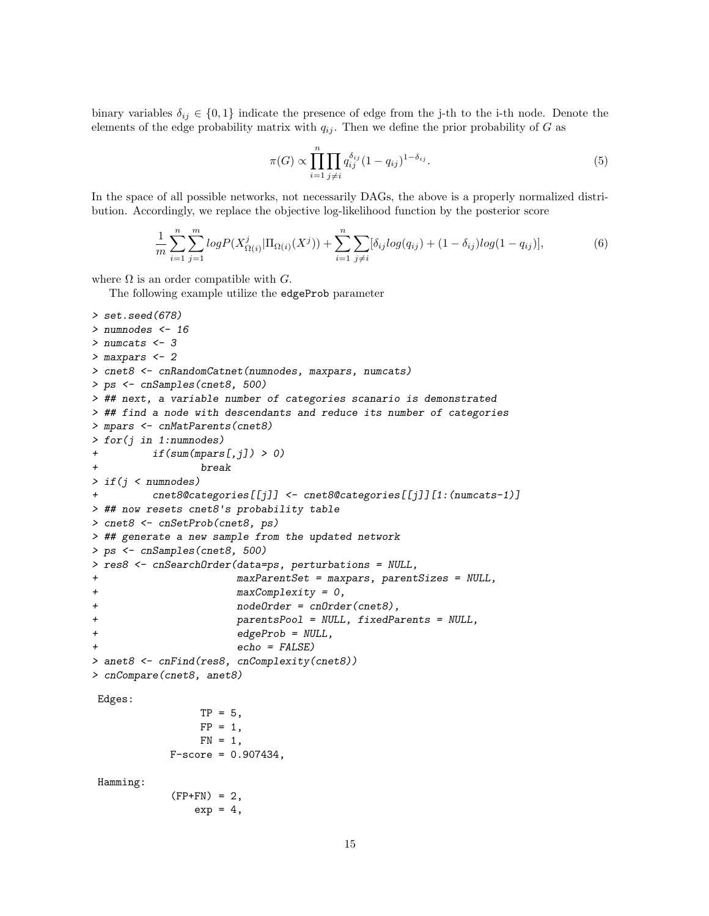binary variables $\delta_{ij} \in \{0,1\}$ indicate the presence of edge from the j-th to the i-th node. Denote the elements of the edge probability matrix with $q_{ij}$. Then we define the prior probability of $G$ as

$$\pi(G) \propto \prod_{i=1}^{n} \prod_{j \neq i} q_{ij}^{\delta_{ij}} (1-q_{ij})^{1-\delta_{ij}}. \tag{5}$$

In the space of all possible networks, not necessarily DAGs, the above is a properly normalized distribution. Accordingly, we replace the objective log-likelihood function by the posterior score

$$\frac{1}{m} \sum_{i=1}^{n} \sum_{j=1}^{m} log P(X^j_{\Omega(i)} | \Pi_{\Omega(i)}(X^j)) + \sum_{i=1}^{n} \sum_{j \neq i} [\delta_{ij} log(q_{ij}) + (1-\delta_{ij}) log(1-q_{ij})], \tag{6}$$

where $\Omega$ is an order compatible with $G$.

The following example utilize the `edgeProb` parameter

```
> set.seed(678)
> numnodes <- 16
> numcats <- 3
> maxpars <- 2
> cnet8 <- cnRandomCatnet(numnodes, maxpars, numcats)
> ps <- cnSamples(cnet8, 500)
> ## next, a variable number of categories scanario is demonstrated
> ## find a node with descendants and reduce its number of categories
> mpars <- cnMatParents(cnet8)
> for(j in 1:numnodes)
+         if(sum(mpars[,j]) > 0)
+                 break
> if(j < numnodes)
+         cnet8@categories[[j]] <- cnet8@categories[[j]][1:(numcats-1)]
> ## now resets cnet8's probability table
> cnet8 <- cnSetProb(cnet8, ps)
> ## generate a new sample from the updated network
> ps <- cnSamples(cnet8, 500)
> res8 <- cnSearchOrder(data=ps, perturbations = NULL,
+                       maxParentSet = maxpars, parentSizes = NULL,
+                       maxComplexity = 0,
+                       nodeOrder = cnOrder(cnet8),
+                       parentsPool = NULL, fixedParents = NULL,
+                       edgeProb = NULL,
+                       echo = FALSE)
> anet8 <- cnFind(res8, cnComplexity(cnet8))
> cnCompare(cnet8, anet8)

 Edges:
                 TP = 5,
                 FP = 1,
                 FN = 1,
            F-score = 0.907434,

 Hamming:
            (FP+FN) = 2,
                exp = 4,
```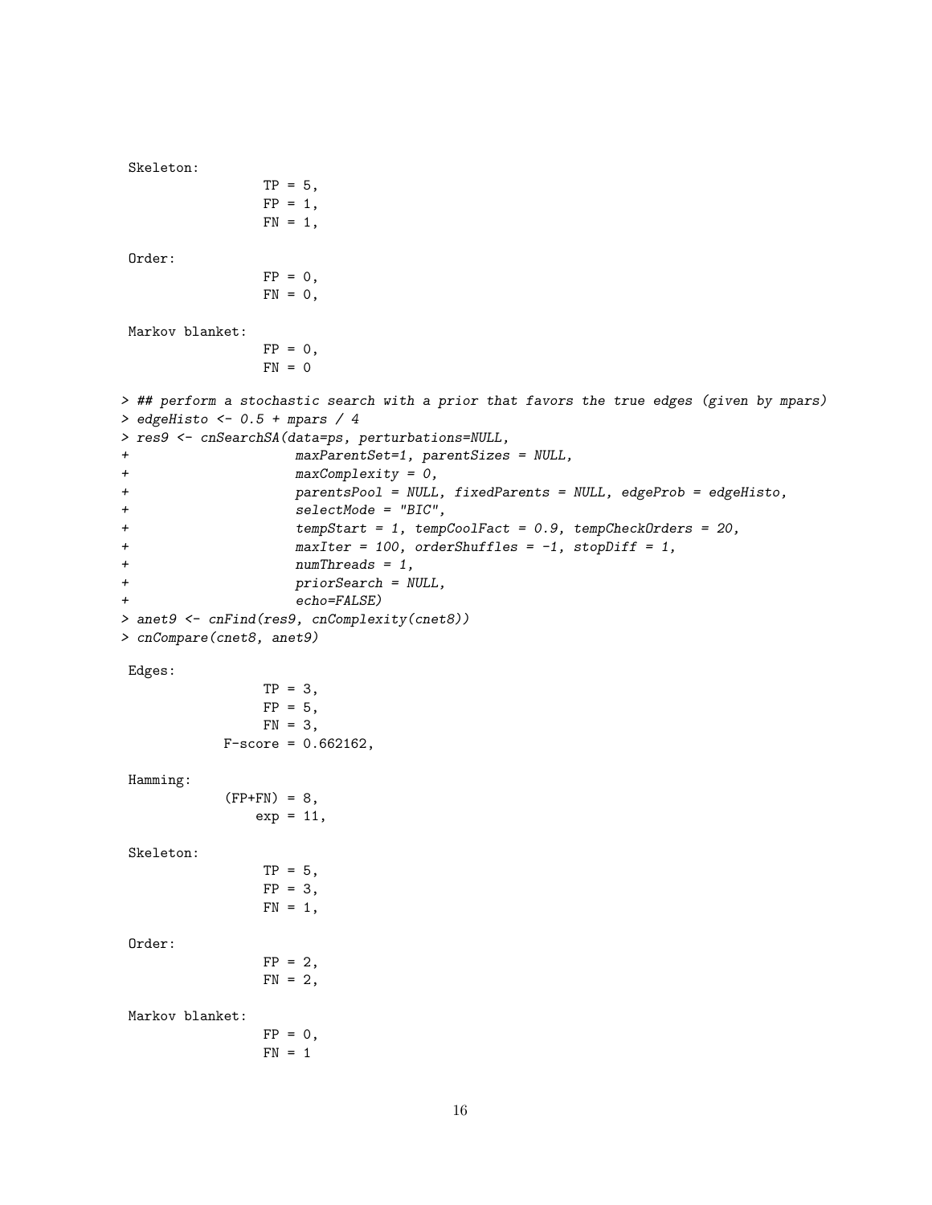```
 Skeleton:
                  TP = 5,
                  FP = 1,
                  FN = 1,

 Order:
                  FP = 0,
                  FN = 0,

 Markov blanket:
                  FP = 0,
                  FN = 0
```

```
> ## perform a stochastic search with a prior that favors the true edges (given by mpars)
> edgeHisto <- 0.5 + mpars / 4
> res9 <- cnSearchSA(data=ps, perturbations=NULL,
+                      maxParentSet=1, parentSizes = NULL,
+                      maxComplexity = 0,
+                      parentsPool = NULL, fixedParents = NULL, edgeProb = edgeHisto,
+                      selectMode = "BIC",
+                      tempStart = 1, tempCoolFact = 0.9, tempCheckOrders = 20,
+                      maxIter = 100, orderShuffles = -1, stopDiff = 1,
+                      numThreads = 1,
+                      priorSearch = NULL,
+                      echo=FALSE)
> anet9 <- cnFind(res9, cnComplexity(cnet8))
> cnCompare(cnet8, anet9)
```

```
 Edges:
                  TP = 3,
                  FP = 5,
                  FN = 3,
             F-score = 0.662162,

 Hamming:
             (FP+FN) = 8,
                 exp = 11,

 Skeleton:
                  TP = 5,
                  FP = 3,
                  FN = 1,

 Order:
                  FP = 2,
                  FN = 2,

 Markov blanket:
                  FP = 0,
                  FN = 1
```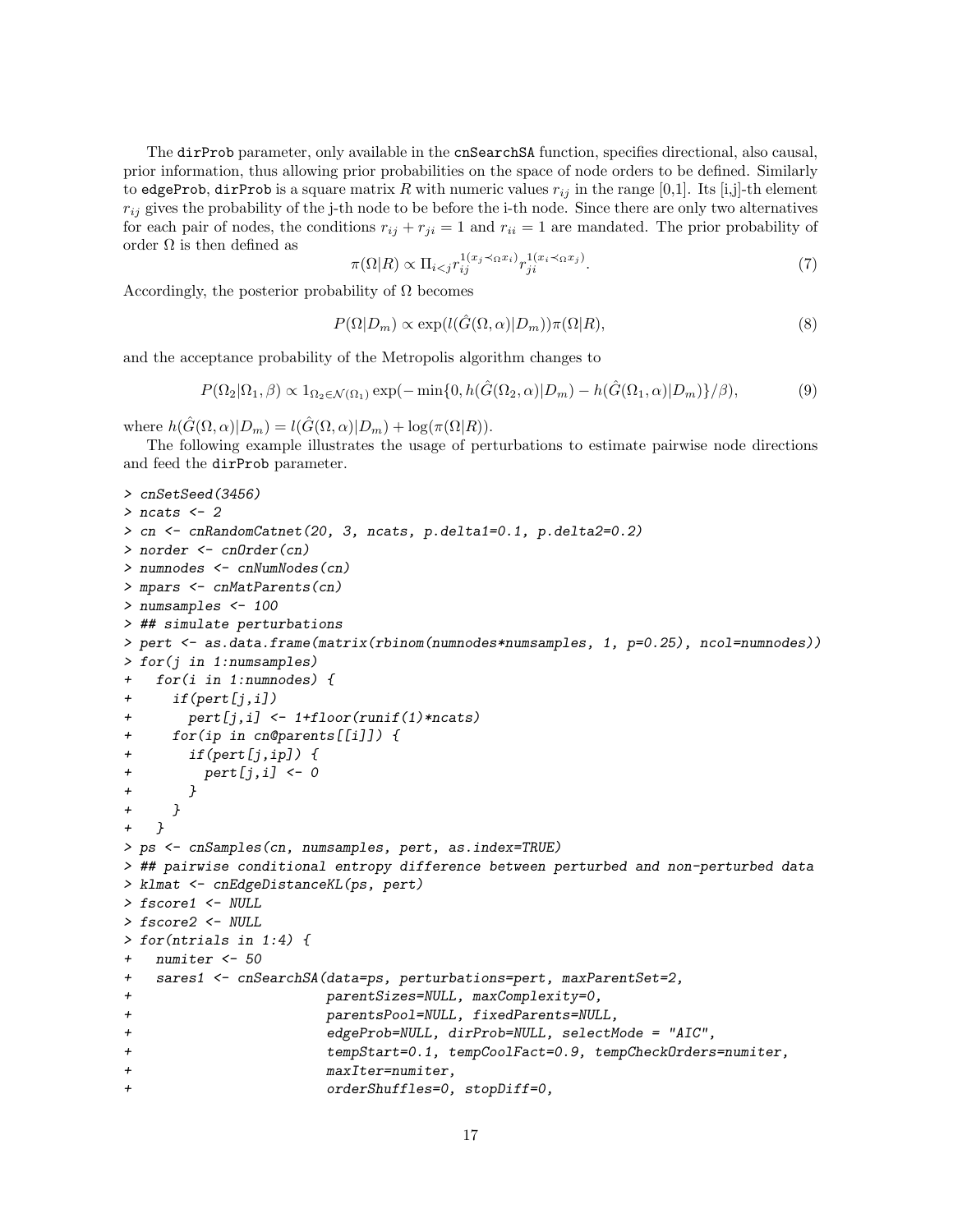The `dirProb` parameter, only available in the `cnSearchSA` function, specifies directional, also causal, prior information, thus allowing prior probabilities on the space of node orders to be defined. Similarly to `edgeProb`, `dirProb` is a square matrix $R$ with numeric values $r_{ij}$ in the range [0,1]. Its [i,j]-th element $r_{ij}$ gives the probability of the j-th node to be before the i-th node. Since there are only two alternatives for each pair of nodes, the conditions $r_{ij} + r_{ji} = 1$ and $r_{ii} = 1$ are mandated. The prior probability of order $\Omega$ is then defined as

$$\pi(\Omega|R) \propto \Pi_{i<j} r_{ij}^{1(x_j \prec_\Omega x_i)} r_{ji}^{1(x_i \prec_\Omega x_j)}. \tag{7}$$

Accordingly, the posterior probability of $\Omega$ becomes

$$P(\Omega|D_m) \propto \exp(l(\hat{G}(\Omega,\alpha)|D_m))\pi(\Omega|R), \tag{8}$$

and the acceptance probability of the Metropolis algorithm changes to

$$P(\Omega_2|\Omega_1,\beta) \propto 1_{\Omega_2 \in \mathcal{N}(\Omega_1)} \exp(-\min\{0, h(\hat{G}(\Omega_2,\alpha)|D_m) - h(\hat{G}(\Omega_1,\alpha)|D_m)\}/\beta), \tag{9}$$

where $h(\hat{G}(\Omega,\alpha)|D_m) = l(\hat{G}(\Omega,\alpha)|D_m) + \log(\pi(\Omega|R))$.

The following example illustrates the usage of perturbations to estimate pairwise node directions and feed the `dirProb` parameter.

```
> cnSetSeed(3456)
> ncats <- 2
> cn <- cnRandomCatnet(20, 3, ncats, p.delta1=0.1, p.delta2=0.2)
> norder <- cnOrder(cn)
> numnodes <- cnNumNodes(cn)
> mpars <- cnMatParents(cn)
> numsamples <- 100
> ## simulate perturbations
> pert <- as.data.frame(matrix(rbinom(numnodes*numsamples, 1, p=0.25), ncol=numnodes))
> for(j in 1:numsamples)
+   for(i in 1:numnodes) {
+     if(pert[j,i])
+       pert[j,i] <- 1+floor(runif(1)*ncats)
+     for(ip in cn@parents[[i]]) {
+       if(pert[j,ip]) {
+         pert[j,i] <- 0
+       }
+     }
+   }
> ps <- cnSamples(cn, numsamples, pert, as.index=TRUE)
> ## pairwise conditional entropy difference between perturbed and non-perturbed data
> klmat <- cnEdgeDistanceKL(ps, pert)
> fscore1 <- NULL
> fscore2 <- NULL
> for(ntrials in 1:4) {
+   numiter <- 50
+   sares1 <- cnSearchSA(data=ps, perturbations=pert, maxParentSet=2,
+                        parentSizes=NULL, maxComplexity=0,
+                        parentsPool=NULL, fixedParents=NULL,
+                        edgeProb=NULL, dirProb=NULL, selectMode = "AIC",
+                        tempStart=0.1, tempCoolFact=0.9, tempCheckOrders=numiter,
+                        maxIter=numiter,
+                        orderShuffles=0, stopDiff=0,
```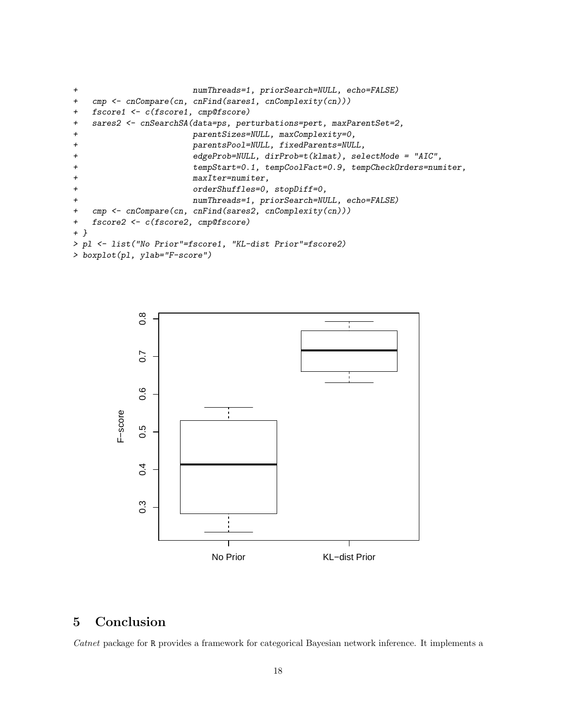```
+                          numThreads=1, priorSearch=NULL, echo=FALSE)
+   cmp <- cnCompare(cn, cnFind(sares1, cnComplexity(cn)))
+   fscore1 <- c(fscore1, cmp@fscore)
+   sares2 <- cnSearchSA(data=ps, perturbations=pert, maxParentSet=2,
+                          parentSizes=NULL, maxComplexity=0,
+                          parentsPool=NULL, fixedParents=NULL,
+                          edgeProb=NULL, dirProb=t(klmat), selectMode = "AIC",
+                          tempStart=0.1, tempCoolFact=0.9, tempCheckOrders=numiter,
+                          maxIter=numiter,
+                          orderShuffles=0, stopDiff=0,
+                          numThreads=1, priorSearch=NULL, echo=FALSE)
+   cmp <- cnCompare(cn, cnFind(sares2, cnComplexity(cn)))
+   fscore2 <- c(fscore2, cmp@fscore)
+ }
> pl <- list("No Prior"=fscore1, "KL-dist Prior"=fscore2)
> boxplot(pl, ylab="F-score")
```

## 5 Conclusion

*Catnet* package for R provides a framework for categorical Bayesian network inference. It implements a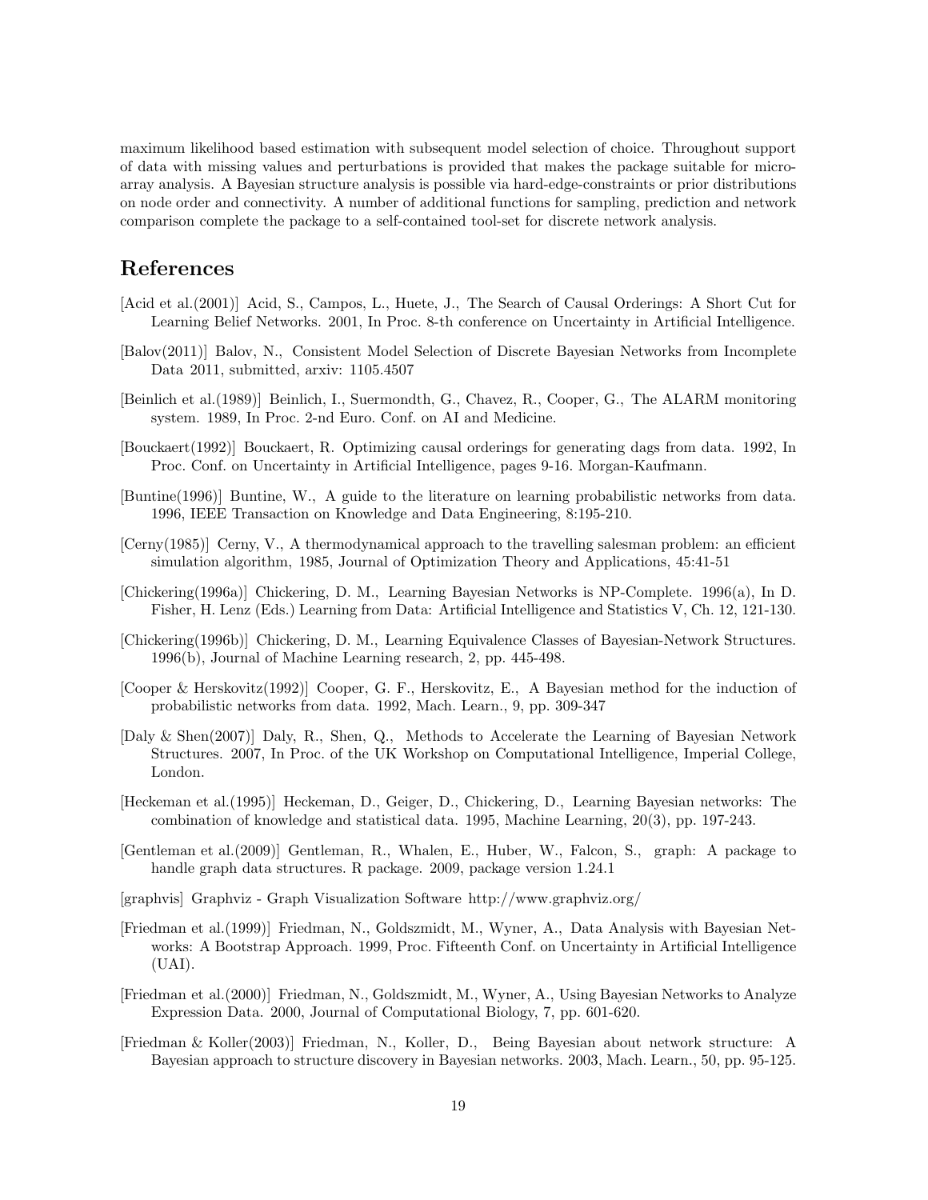maximum likelihood based estimation with subsequent model selection of choice. Throughout support of data with missing values and perturbations is provided that makes the package suitable for micro-array analysis. A Bayesian structure analysis is possible via hard-edge-constraints or prior distributions on node order and connectivity. A number of additional functions for sampling, prediction and network comparison complete the package to a self-contained tool-set for discrete network analysis.

# References

[Acid et al.(2001)] Acid, S., Campos, L., Huete, J., The Search of Causal Orderings: A Short Cut for Learning Belief Networks. 2001, In Proc. 8-th conference on Uncertainty in Artificial Intelligence.

[Balov(2011)] Balov, N., Consistent Model Selection of Discrete Bayesian Networks from Incomplete Data 2011, submitted, arxiv: 1105.4507

[Beinlich et al.(1989)] Beinlich, I., Suermondth, G., Chavez, R., Cooper, G., The ALARM monitoring system. 1989, In Proc. 2-nd Euro. Conf. on AI and Medicine.

[Bouckaert(1992)] Bouckaert, R. Optimizing causal orderings for generating dags from data. 1992, In Proc. Conf. on Uncertainty in Artificial Intelligence, pages 9-16. Morgan-Kaufmann.

[Buntine(1996)] Buntine, W., A guide to the literature on learning probabilistic networks from data. 1996, IEEE Transaction on Knowledge and Data Engineering, 8:195-210.

[Cerny(1985)] Cerny, V., A thermodynamical approach to the travelling salesman problem: an efficient simulation algorithm, 1985, Journal of Optimization Theory and Applications, 45:41-51

[Chickering(1996a)] Chickering, D. M., Learning Bayesian Networks is NP-Complete. 1996(a), In D. Fisher, H. Lenz (Eds.) Learning from Data: Artificial Intelligence and Statistics V, Ch. 12, 121-130.

[Chickering(1996b)] Chickering, D. M., Learning Equivalence Classes of Bayesian-Network Structures. 1996(b), Journal of Machine Learning research, 2, pp. 445-498.

[Cooper & Herskovitz(1992)] Cooper, G. F., Herskovitz, E., A Bayesian method for the induction of probabilistic networks from data. 1992, Mach. Learn., 9, pp. 309-347

[Daly & Shen(2007)] Daly, R., Shen, Q., Methods to Accelerate the Learning of Bayesian Network Structures. 2007, In Proc. of the UK Workshop on Computational Intelligence, Imperial College, London.

[Heckeman et al.(1995)] Heckeman, D., Geiger, D., Chickering, D., Learning Bayesian networks: The combination of knowledge and statistical data. 1995, Machine Learning, 20(3), pp. 197-243.

[Gentleman et al.(2009)] Gentleman, R., Whalen, E., Huber, W., Falcon, S., graph: A package to handle graph data structures. R package. 2009, package version 1.24.1

[graphvis] Graphviz - Graph Visualization Software http://www.graphviz.org/

[Friedman et al.(1999)] Friedman, N., Goldszmidt, M., Wyner, A., Data Analysis with Bayesian Networks: A Bootstrap Approach. 1999, Proc. Fifteenth Conf. on Uncertainty in Artificial Intelligence (UAI).

[Friedman et al.(2000)] Friedman, N., Goldszmidt, M., Wyner, A., Using Bayesian Networks to Analyze Expression Data. 2000, Journal of Computational Biology, 7, pp. 601-620.

[Friedman & Koller(2003)] Friedman, N., Koller, D., Being Bayesian about network structure: A Bayesian approach to structure discovery in Bayesian networks. 2003, Mach. Learn., 50, pp. 95-125.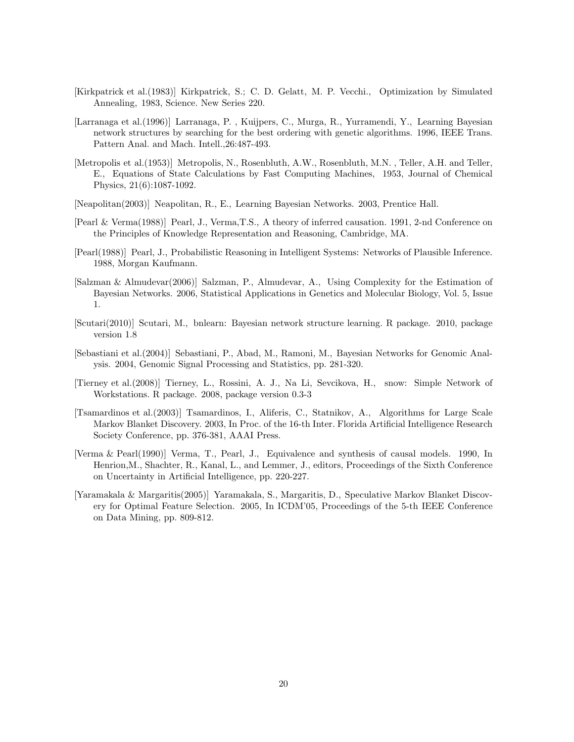[Kirkpatrick et al.(1983)] Kirkpatrick, S.; C. D. Gelatt, M. P. Vecchi., Optimization by Simulated Annealing, 1983, Science. New Series 220.

[Larranaga et al.(1996)] Larranaga, P. , Kuijpers, C., Murga, R., Yurramendi, Y., Learning Bayesian network structures by searching for the best ordering with genetic algorithms. 1996, IEEE Trans. Pattern Anal. and Mach. Intell.,26:487-493.

[Metropolis et al.(1953)] Metropolis, N., Rosenbluth, A.W., Rosenbluth, M.N. , Teller, A.H. and Teller, E., Equations of State Calculations by Fast Computing Machines, 1953, Journal of Chemical Physics, 21(6):1087-1092.

[Neapolitan(2003)] Neapolitan, R., E., Learning Bayesian Networks. 2003, Prentice Hall.

[Pearl & Verma(1988)] Pearl, J., Verma,T.S., A theory of inferred causation. 1991, 2-nd Conference on the Principles of Knowledge Representation and Reasoning, Cambridge, MA.

[Pearl(1988)] Pearl, J., Probabilistic Reasoning in Intelligent Systems: Networks of Plausible Inference. 1988, Morgan Kaufmann.

[Salzman & Almudevar(2006)] Salzman, P., Almudevar, A., Using Complexity for the Estimation of Bayesian Networks. 2006, Statistical Applications in Genetics and Molecular Biology, Vol. 5, Issue 1.

[Scutari(2010)] Scutari, M., bnlearn: Bayesian network structure learning. R package. 2010, package version 1.8

[Sebastiani et al.(2004)] Sebastiani, P., Abad, M., Ramoni, M., Bayesian Networks for Genomic Analysis. 2004, Genomic Signal Processing and Statistics, pp. 281-320.

[Tierney et al.(2008)] Tierney, L., Rossini, A. J., Na Li, Sevcikova, H., snow: Simple Network of Workstations. R package. 2008, package version 0.3-3

[Tsamardinos et al.(2003)] Tsamardinos, I., Aliferis, C., Statnikov, A., Algorithms for Large Scale Markov Blanket Discovery. 2003, In Proc. of the 16-th Inter. Florida Artificial Intelligence Research Society Conference, pp. 376-381, AAAI Press.

[Verma & Pearl(1990)] Verma, T., Pearl, J., Equivalence and synthesis of causal models. 1990, In Henrion,M., Shachter, R., Kanal, L., and Lemmer, J., editors, Proceedings of the Sixth Conference on Uncertainty in Artificial Intelligence, pp. 220-227.

[Yaramakala & Margaritis(2005)] Yaramakala, S., Margaritis, D., Speculative Markov Blanket Discovery for Optimal Feature Selection. 2005, In ICDM'05, Proceedings of the 5-th IEEE Conference on Data Mining, pp. 809-812.